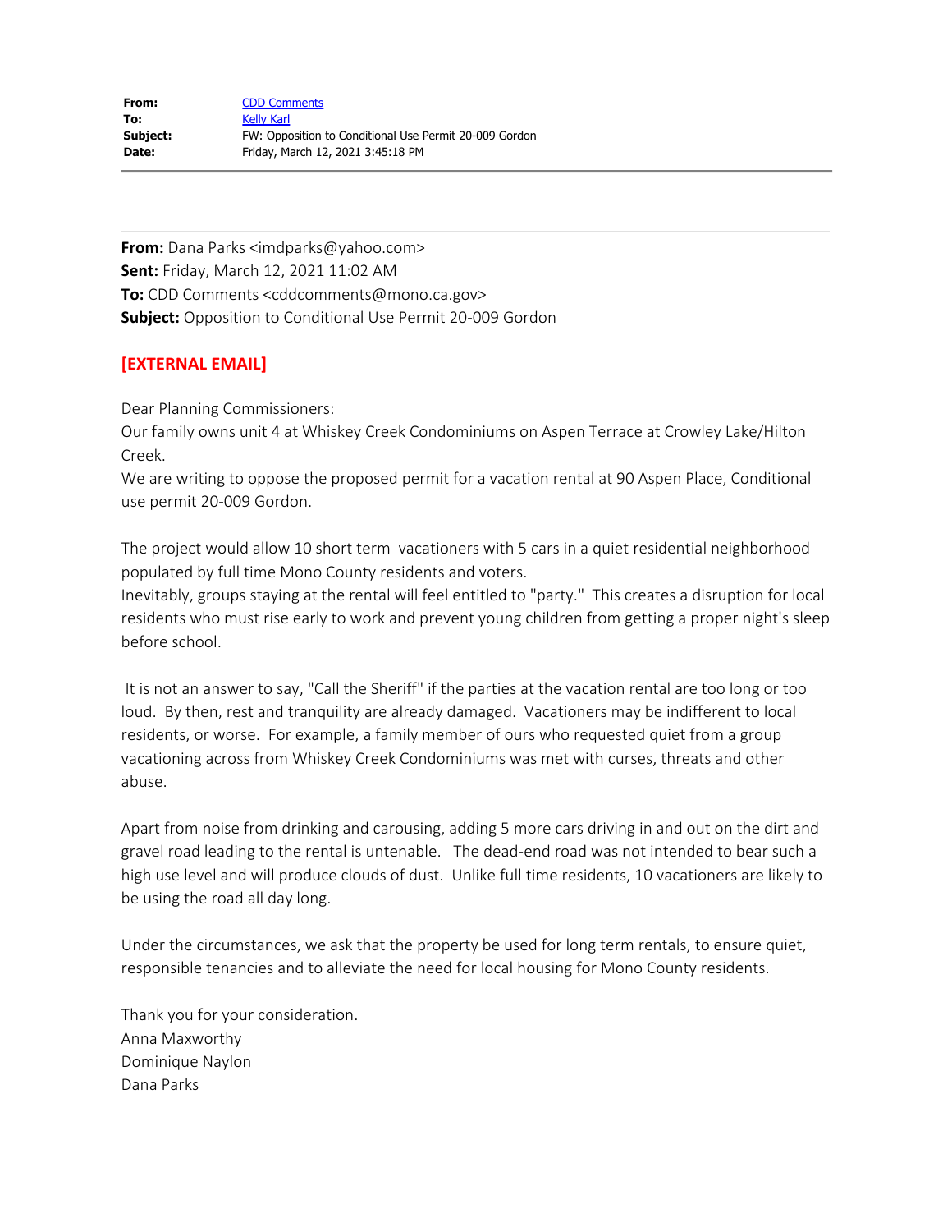**From:** CDD Comments
**To:** Kelly Karl
**Subject:** FW: Opposition to Conditional Use Permit 20-009 Gordon
**Date:** Friday, March 12, 2021 3:45:18 PM

---

**From:** Dana Parks <imdparks@yahoo.com>
**Sent:** Friday, March 12, 2021 11:02 AM
**To:** CDD Comments <cddcomments@mono.ca.gov>
**Subject:** Opposition to Conditional Use Permit 20-009 Gordon

**[EXTERNAL EMAIL]**

Dear Planning Commissioners:
Our family owns unit 4 at Whiskey Creek Condominiums on Aspen Terrace at Crowley Lake/Hilton Creek.
We are writing to oppose the proposed permit for a vacation rental at 90 Aspen Place, Conditional use permit 20-009 Gordon.

The project would allow 10 short term vacationers with 5 cars in a quiet residential neighborhood populated by full time Mono County residents and voters.
Inevitably, groups staying at the rental will feel entitled to "party." This creates a disruption for local residents who must rise early to work and prevent young children from getting a proper night's sleep before school.

It is not an answer to say, "Call the Sheriff" if the parties at the vacation rental are too long or too loud. By then, rest and tranquility are already damaged. Vacationers may be indifferent to local residents, or worse. For example, a family member of ours who requested quiet from a group vacationing across from Whiskey Creek Condominiums was met with curses, threats and other abuse.

Apart from noise from drinking and carousing, adding 5 more cars driving in and out on the dirt and gravel road leading to the rental is untenable. The dead-end road was not intended to bear such a high use level and will produce clouds of dust. Unlike full time residents, 10 vacationers are likely to be using the road all day long.

Under the circumstances, we ask that the property be used for long term rentals, to ensure quiet, responsible tenancies and to alleviate the need for local housing for Mono County residents.

Thank you for your consideration.
Anna Maxworthy
Dominique Naylon
Dana Parks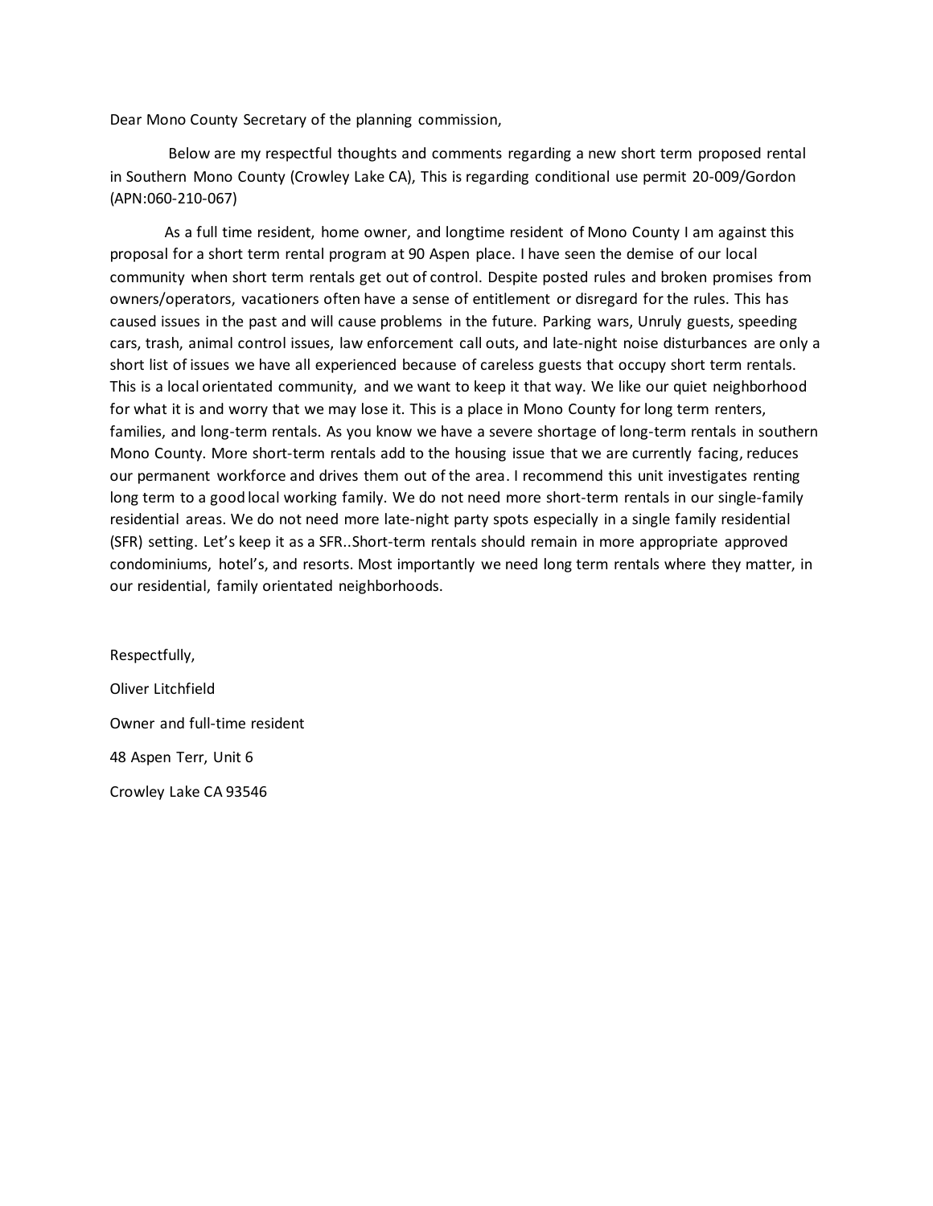Dear Mono County Secretary of the planning commission,

Below are my respectful thoughts and comments regarding a new short term proposed rental in Southern Mono County (Crowley Lake CA), This is regarding conditional use permit 20-009/Gordon (APN:060-210-067)

As a full time resident, home owner, and longtime resident of Mono County I am against this proposal for a short term rental program at 90 Aspen place. I have seen the demise of our local community when short term rentals get out of control. Despite posted rules and broken promises from owners/operators, vacationers often have a sense of entitlement or disregard for the rules. This has caused issues in the past and will cause problems in the future. Parking wars, Unruly guests, speeding cars, trash, animal control issues, law enforcement call outs, and late-night noise disturbances are only a short list of issues we have all experienced because of careless guests that occupy short term rentals. This is a local orientated community, and we want to keep it that way. We like our quiet neighborhood for what it is and worry that we may lose it. This is a place in Mono County for long term renters, families, and long-term rentals. As you know we have a severe shortage of long-term rentals in southern Mono County. More short-term rentals add to the housing issue that we are currently facing, reduces our permanent workforce and drives them out of the area. I recommend this unit investigates renting long term to a good local working family. We do not need more short-term rentals in our single-family residential areas. We do not need more late-night party spots especially in a single family residential (SFR) setting. Let's keep it as a SFR..Short-term rentals should remain in more appropriate approved condominiums, hotel's, and resorts. Most importantly we need long term rentals where they matter, in our residential, family orientated neighborhoods.

Respectfully,

Oliver Litchfield

Owner and full-time resident

48 Aspen Terr, Unit 6

Crowley Lake CA 93546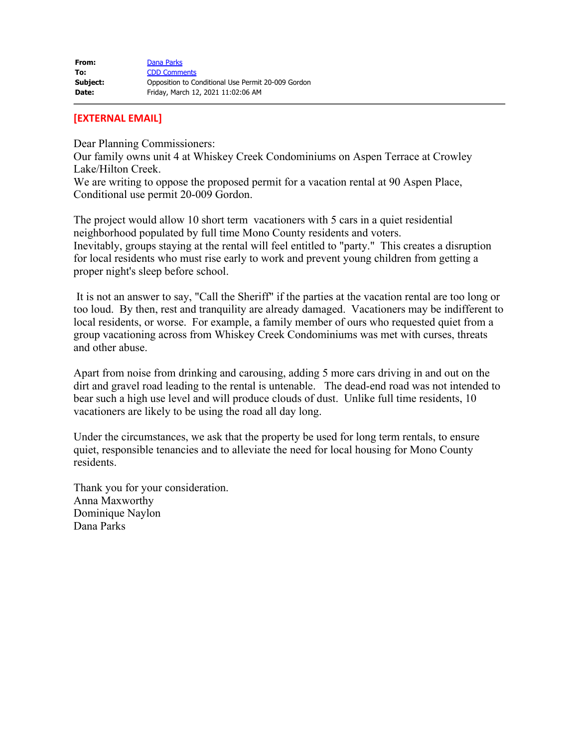| | |
|---|---|
| **From:** | Dana Parks |
| **To:** | CDD Comments |
| **Subject:** | Opposition to Conditional Use Permit 20-009 Gordon |
| **Date:** | Friday, March 12, 2021 11:02:06 AM |

---

**[EXTERNAL EMAIL]**

Dear Planning Commissioners:
Our family owns unit 4 at Whiskey Creek Condominiums on Aspen Terrace at Crowley Lake/Hilton Creek.
We are writing to oppose the proposed permit for a vacation rental at 90 Aspen Place, Conditional use permit 20-009 Gordon.

The project would allow 10 short term vacationers with 5 cars in a quiet residential neighborhood populated by full time Mono County residents and voters.
Inevitably, groups staying at the rental will feel entitled to "party." This creates a disruption for local residents who must rise early to work and prevent young children from getting a proper night's sleep before school.

It is not an answer to say, "Call the Sheriff" if the parties at the vacation rental are too long or too loud. By then, rest and tranquility are already damaged. Vacationers may be indifferent to local residents, or worse. For example, a family member of ours who requested quiet from a group vacationing across from Whiskey Creek Condominiums was met with curses, threats and other abuse.

Apart from noise from drinking and carousing, adding 5 more cars driving in and out on the dirt and gravel road leading to the rental is untenable. The dead-end road was not intended to bear such a high use level and will produce clouds of dust. Unlike full time residents, 10 vacationers are likely to be using the road all day long.

Under the circumstances, we ask that the property be used for long term rentals, to ensure quiet, responsible tenancies and to alleviate the need for local housing for Mono County residents.

Thank you for your consideration.
Anna Maxworthy
Dominique Naylon
Dana Parks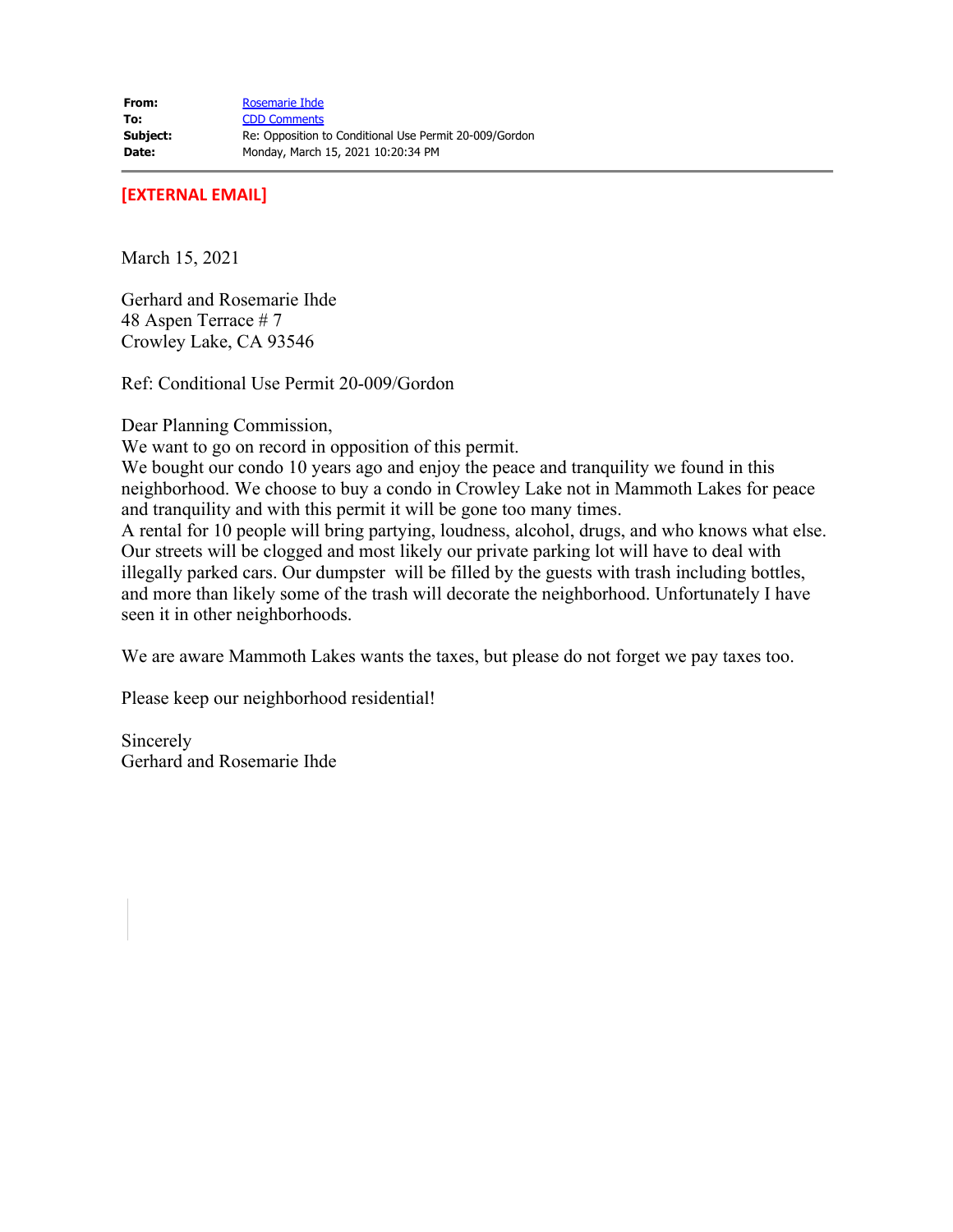| | |
|---|---|
| **From:** | Rosemarie Ihde |
| **To:** | CDD Comments |
| **Subject:** | Re: Opposition to Conditional Use Permit 20-009/Gordon |
| **Date:** | Monday, March 15, 2021 10:20:34 PM |

**[EXTERNAL EMAIL]**

March 15, 2021

Gerhard and Rosemarie Ihde
48 Aspen Terrace # 7
Crowley Lake, CA 93546

Ref: Conditional Use Permit 20-009/Gordon

Dear Planning Commission,
We want to go on record in opposition of this permit.
We bought our condo 10 years ago and enjoy the peace and tranquility we found in this neighborhood. We choose to buy a condo in Crowley Lake not in Mammoth Lakes for peace and tranquility and with this permit it will be gone too many times.
A rental for 10 people will bring partying, loudness, alcohol, drugs, and who knows what else. Our streets will be clogged and most likely our private parking lot will have to deal with illegally parked cars. Our dumpster will be filled by the guests with trash including bottles, and more than likely some of the trash will decorate the neighborhood. Unfortunately I have seen it in other neighborhoods.

We are aware Mammoth Lakes wants the taxes, but please do not forget we pay taxes too.

Please keep our neighborhood residential!

Sincerely
Gerhard and Rosemarie Ihde